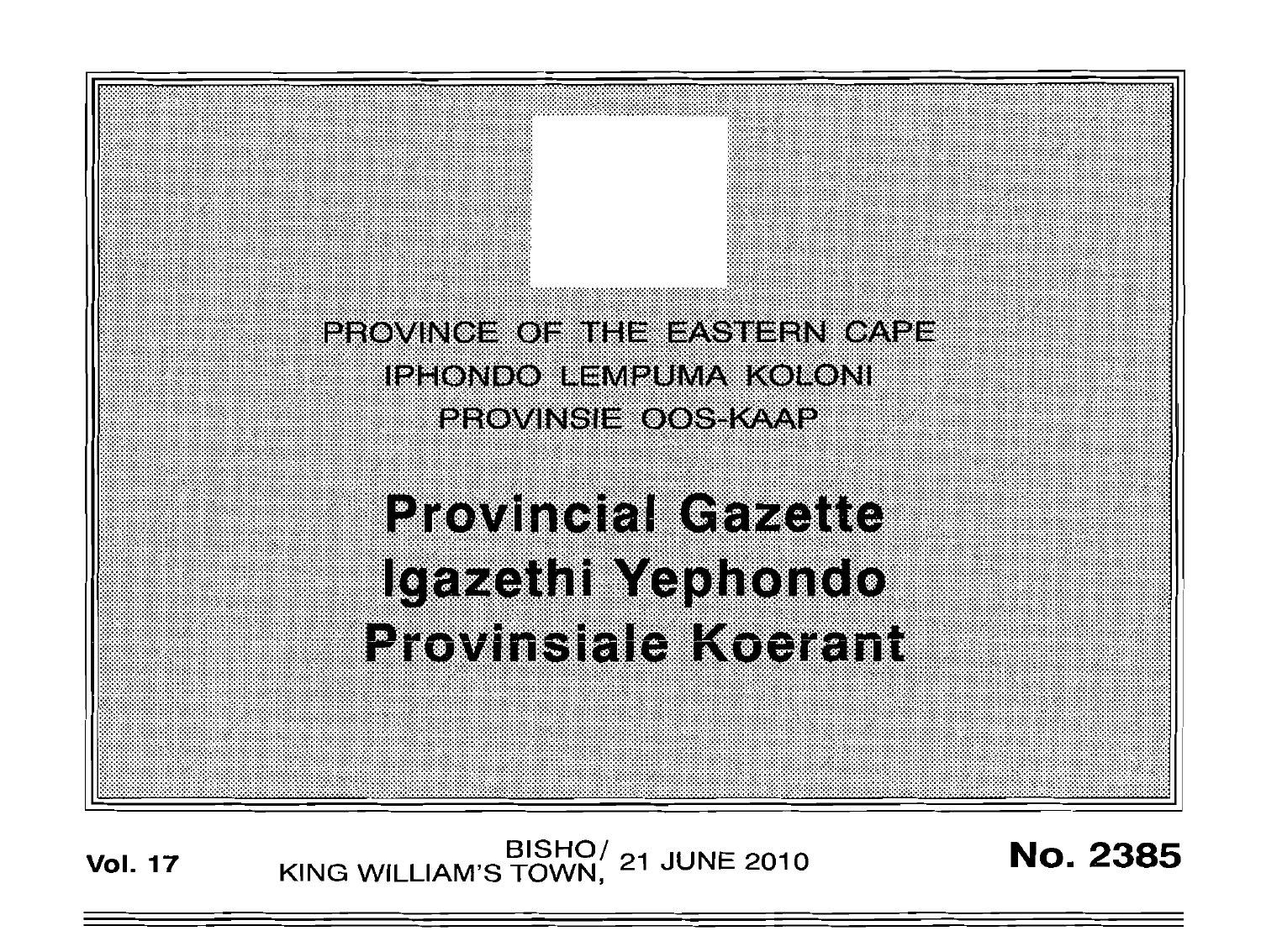PROVINCE OF THE EASTERN CAPE

IPHONDO LEMPUMA KOLONI

PROVINSIE OOS-KAAP

# Provincial Gazette
# Igazethi Yephondo
# Provinsiale Koerant

**Vol. 17** BISHO/ KING WILLIAM'S TOWN, 21 JUNE 2010 **No. 2385**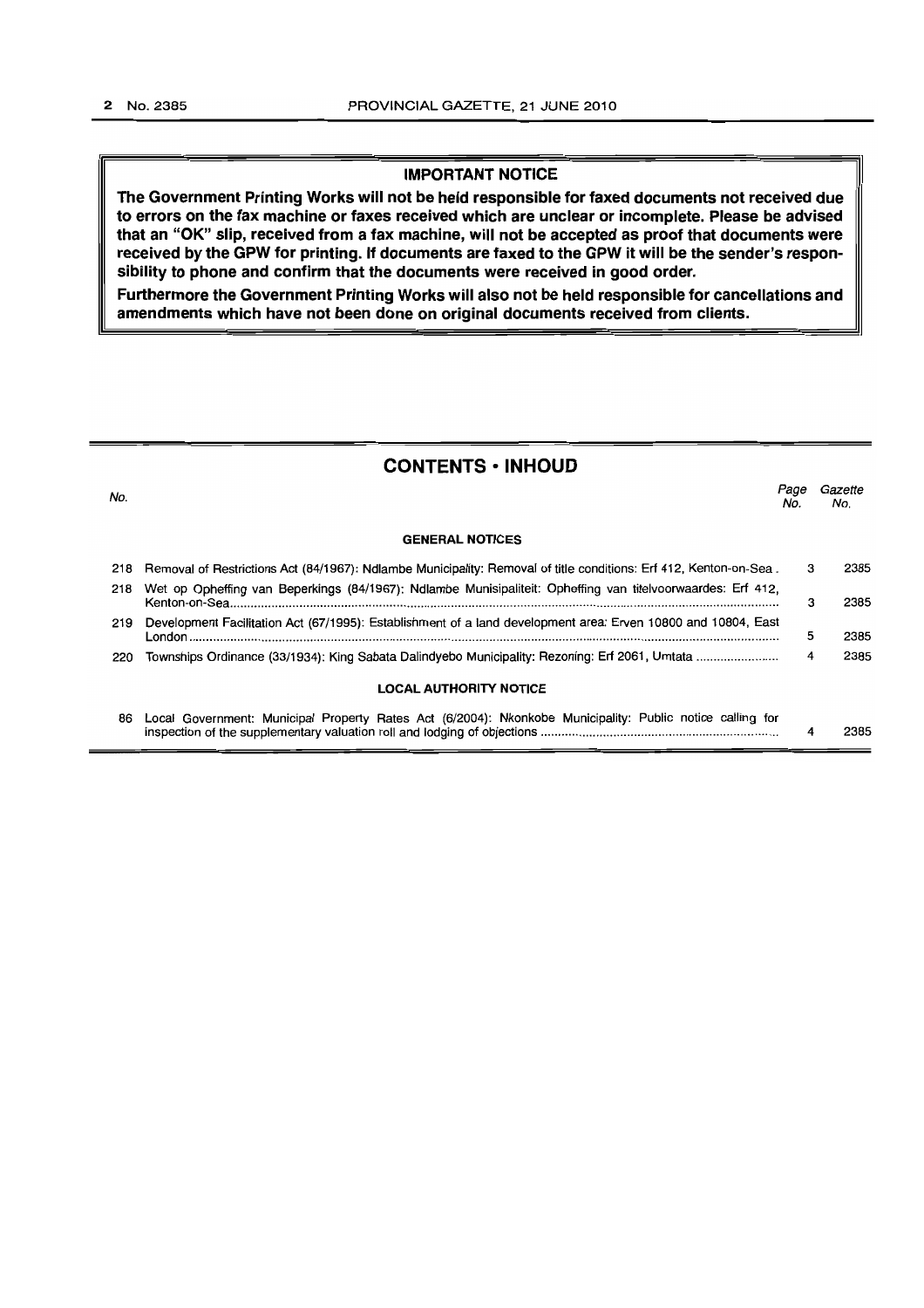**IMPORTANT NOTICE**

**The Government Printing Works will not be held responsible for faxed documents not received due to errors on the fax machine or faxes received which are unclear or incomplete. Please be advised that an "OK" slip, received from a fax machine, will not be accepted as proof that documents were received by the GPW for printing. If documents are faxed to the GPW it will be the sender's responsibility to phone and confirm that the documents were received in good order.**

**Furthermore the Government Printing Works will also not be held responsible for cancellations and amendments which have not been done on original documents received from clients.**

## CONTENTS • INHOUD

| No. | | Page No. | Gazette No. |
|---|---|---|---|
| | **GENERAL NOTICES** | | |
| 218 | Removal of Restrictions Act (84/1967): Ndlambe Municipality: Removal of title conditions: Erf 412, Kenton-on-Sea | 3 | 2385 |
| 218 | Wet op Opheffing van Beperkings (84/1967): Ndlambe Munisipaliteit: Opheffing van titelvoorwaardes: Erf 412, Kenton-on-Sea | 3 | 2385 |
| 219 | Development Facilitation Act (67/1995): Establishment of a land development area: Erven 10800 and 10804, East London | 5 | 2385 |
| 220 | Townships Ordinance (33/1934): King Sabata Dalindyebo Municipality: Rezoning: Erf 2061, Umtata | 4 | 2385 |
| | **LOCAL AUTHORITY NOTICE** | | |
| 86 | Local Government: Municipal Property Rates Act (6/2004): Nkonkobe Municipality: Public notice calling for inspection of the supplementary valuation roll and lodging of objections | 4 | 2385 |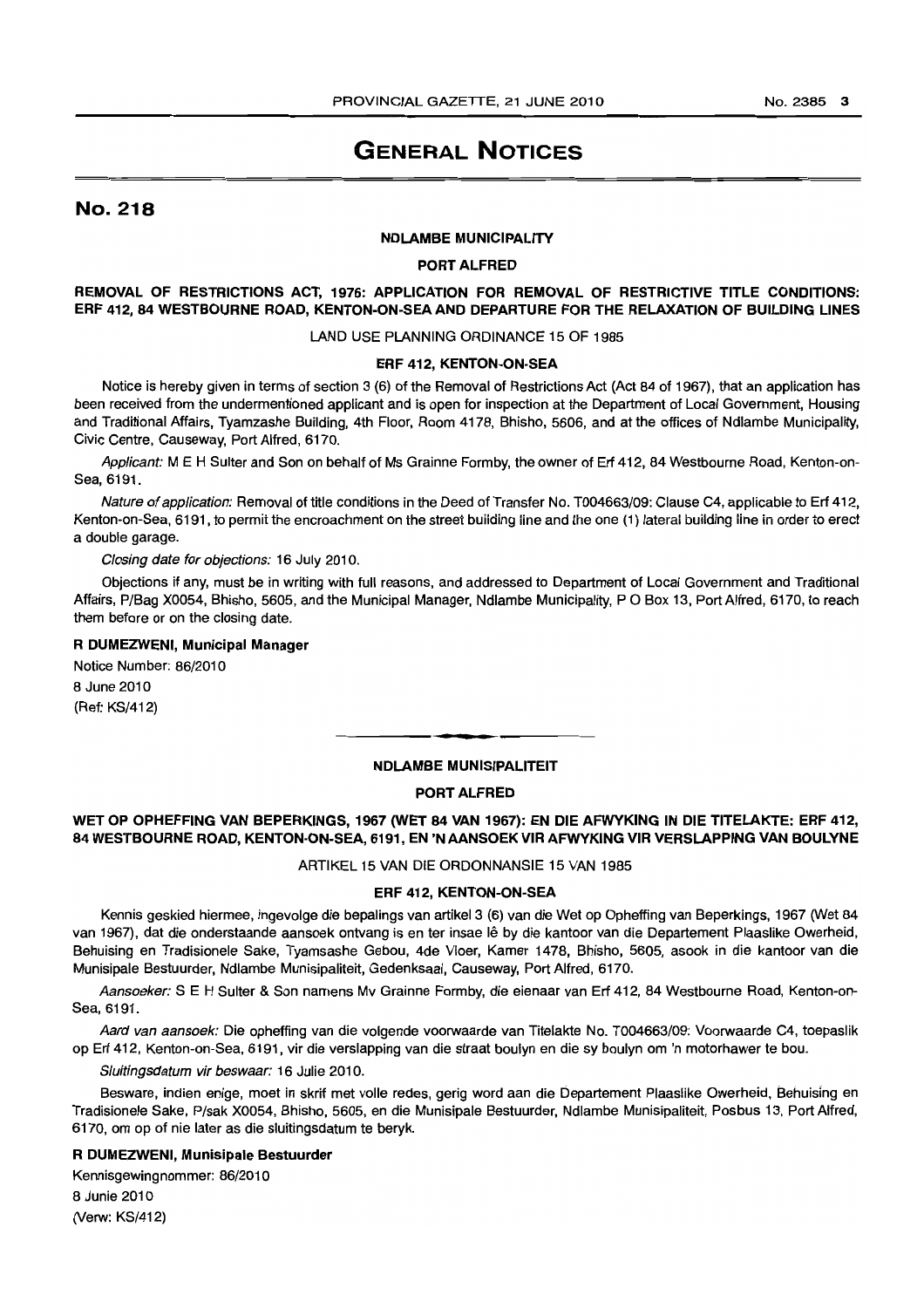# GENERAL NOTICES

## No. 218

### NDLAMBE MUNICIPALITY

### PORT ALFRED

### REMOVAL OF RESTRICTIONS ACT, 1976: APPLICATION FOR REMOVAL OF RESTRICTIVE TITLE CONDITIONS: ERF 412, 84 WESTBOURNE ROAD, KENTON-ON-SEA AND DEPARTURE FOR THE RELAXATION OF BUILDING LINES

LAND USE PLANNING ORDINANCE 15 OF 1985

### ERF 412, KENTON-ON-SEA

Notice is hereby given in terms of section 3 (6) of the Removal of Restrictions Act (Act 84 of 1967), that an application has been received from the undermentioned applicant and is open for inspection at the Department of Local Government, Housing and Traditional Affairs, Tyamzashe Building, 4th Floor, Room 4178, Bhisho, 5606, and at the offices of Ndlambe Municipality, Civic Centre, Causeway, Port Alfred, 6170.

*Applicant:* M E H Sulter and Son on behalf of Ms Grainne Formby, the owner of Erf 412, 84 Westbourne Road, Kenton-on-Sea, 6191.

*Nature of application:* Removal of title conditions in the Deed of Transfer No. T004663/09: Clause C4, applicable to Erf 412, Kenton-on-Sea, 6191, to permit the encroachment on the street building line and the one (1) lateral building line in order to erect a double garage.

*Closing date for objections:* 16 July 2010.

Objections if any, must be in writing with full reasons, and addressed to Department of Local Government and Traditional Affairs, P/Bag X0054, Bhisho, 5605, and the Municipal Manager, Ndlambe Municipality, P O Box 13, Port Alfred, 6170, to reach them before or on the closing date.

**R DUMEZWENI, Municipal Manager**

Notice Number: 86/2010
8 June 2010
(Ref: KS/412)

---

### NDLAMBE MUNISIPALITEIT

### PORT ALFRED

### WET OP OPHEFFING VAN BEPERKINGS, 1967 (WET 84 VAN 1967): EN DIE AFWYKING IN DIE TITELAKTE: ERF 412, 84 WESTBOURNE ROAD, KENTON-ON-SEA, 6191, EN 'N AANSOEK VIR AFWYKING VIR VERSLAPPING VAN BOULYNE

ARTIKEL 15 VAN DIE ORDONNANSIE 15 VAN 1985

### ERF 412, KENTON-ON-SEA

Kennis geskied hiermee, ingevolge die bepalings van artikel 3 (6) van die Wet op Opheffing van Beperkings, 1967 (Wet 84 van 1967), dat die onderstaande aansoek ontvang is en ter insae lê by die kantoor van die Departement Plaaslike Owerheid, Behuising en Tradisionele Sake, Tyamsashe Gebou, 4de Vloer, Kamer 1478, Bhisho, 5605, asook in die kantoor van die Munisipale Bestuurder, Ndlambe Munisipaliteit, Gedenksaal, Causeway, Port Alfred, 6170.

*Aansoeker:* S E H Sulter & Son namens Mv Grainne Formby, die eienaar van Erf 412, 84 Westbourne Road, Kenton-on-Sea, 6191.

*Aard van aansoek:* Die opheffing van die volgende voorwaarde van Titelakte No. T004663/09: Voorwaarde C4, toepaslik op Erf 412, Kenton-on-Sea, 6191, vir die verslapping van die straat boulyn en die sy boulyn om 'n motorhawer te bou.

*Sluitingsdatum vir beswaar:* 16 Julie 2010.

Besware, indien enige, moet in skrif met volle redes, gerig word aan die Departement Plaaslike Owerheid, Behuising en Tradisionele Sake, P/sak X0054, Bhisho, 5605, en die Munisipale Bestuurder, Ndlambe Munisipaliteit, Posbus 13, Port Alfred, 6170, om op of nie later as die sluitingsdatum te beryk.

**R DUMEZWENI, Munisipale Bestuurder**

Kennisgewingnommer: 86/2010
8 Junie 2010
(Verw: KS/412)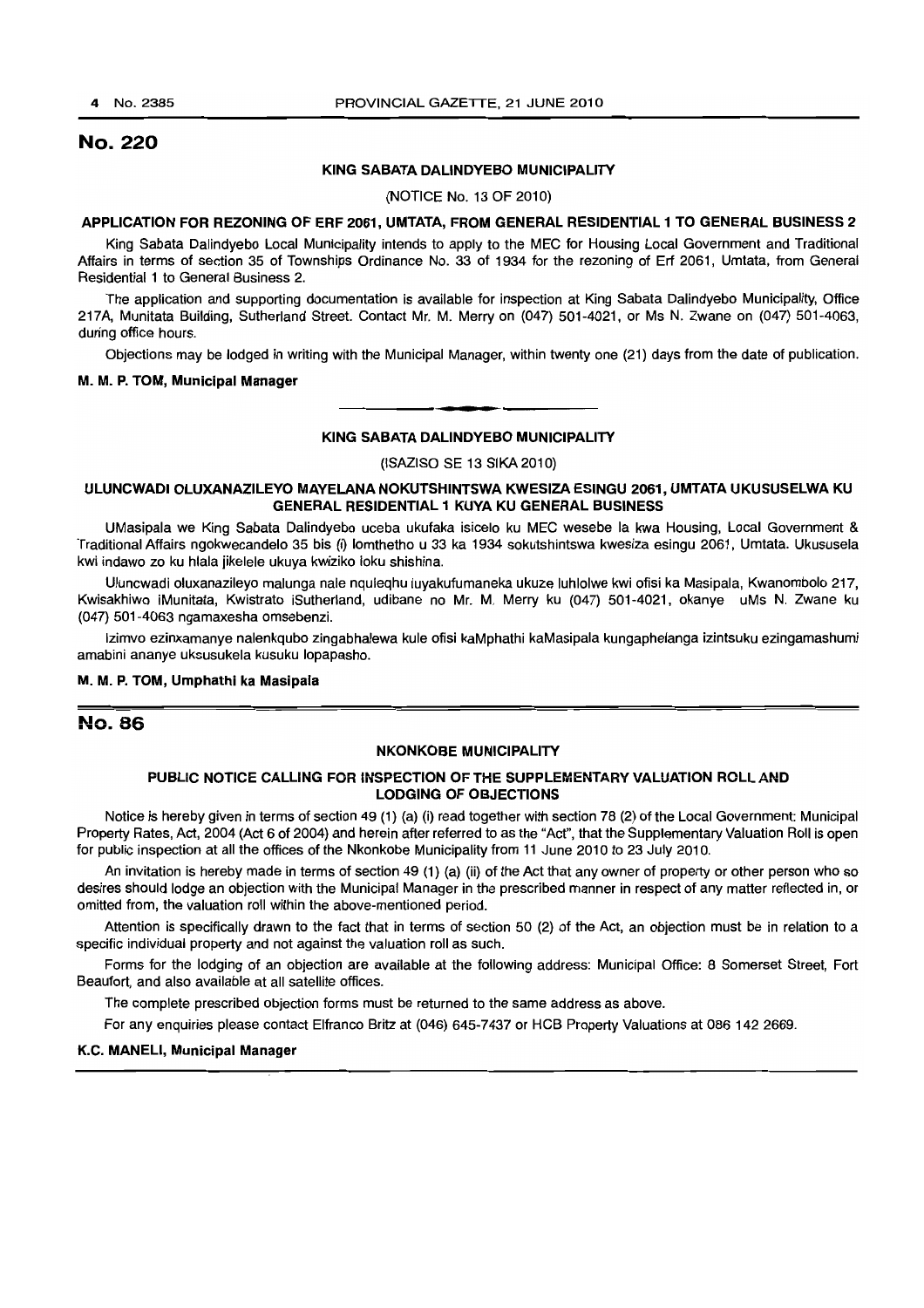## No. 220

### KING SABATA DALINDYEBO MUNICIPALITY

(NOTICE No. 13 OF 2010)

#### APPLICATION FOR REZONING OF ERF 2061, UMTATA, FROM GENERAL RESIDENTIAL 1 TO GENERAL BUSINESS 2

King Sabata Dalindyebo Local Municipality intends to apply to the MEC for Housing Local Government and Traditional Affairs in terms of section 35 of Townships Ordinance No. 33 of 1934 for the rezoning of Erf 2061, Umtata, from General Residential 1 to General Business 2.

The application and supporting documentation is available for inspection at King Sabata Dalindyebo Municipality, Office 217A, Munitata Building, Sutherland Street. Contact Mr. M. Merry on (047) 501-4021, or Ms N. Zwane on (047) 501-4063, during office hours.

Objections may be lodged in writing with the Municipal Manager, within twenty one (21) days from the date of publication.

**M. M. P. TOM, Municipal Manager**

---

### KING SABATA DALINDYEBO MUNICIPALITY

(ISAZISO SE 13 SIKA 2010)

#### ULUNCWADI OLUXANAZILEYO MAYELANA NOKUTSHINTSWA KWESIZA ESINGU 2061, UMTATA UKUSUSELWA KU GENERAL RESIDENTIAL 1 KUYA KU GENERAL BUSINESS

UMasipala we King Sabata Dalindyebo uceba ukufaka isicelo ku MEC wesebe la kwa Housing, Local Government & Traditional Affairs ngokwecandelo 35 bis (i) lomthetho u 33 ka 1934 sokutshintswa kwesiza esingu 2061, Umtata. Ukususela kwi indawo zo ku hlala jikelele ukuya kwiziko loku shishina.

Uluncwadi oluxanazileyo malunga nale nquleqhu luyakufumaneka ukuze luhlolwe kwi ofisi ka Masipala, Kwanombolo 217, Kwisakhiwo iMunitata, Kwistrato iSutherland, udibane no Mr. M. Merry ku (047) 501-4021, okanye uMs N. Zwane ku (047) 501-4063 ngamaxesha omsebenzi.

Izimvo ezinxamanye nalenkqubo zingabhalewa kule ofisi kaMphathi kaMasipala kungaphelanga izintsuku ezingamashumi amabini ananye uksusukela kusuku lopapasho.

**M. M. P. TOM, Umphathi ka Masipala**

---

## No. 86

### NKONKOBE MUNICIPALITY

#### PUBLIC NOTICE CALLING FOR INSPECTION OF THE SUPPLEMENTARY VALUATION ROLL AND LODGING OF OBJECTIONS

Notice is hereby given in terms of section 49 (1) (a) (i) read together with section 78 (2) of the Local Government: Municipal Property Rates, Act, 2004 (Act 6 of 2004) and herein after referred to as the "Act", that the Supplementary Valuation Roll is open for public inspection at all the offices of the Nkonkobe Municipality from 11 June 2010 to 23 July 2010.

An invitation is hereby made in terms of section 49 (1) (a) (ii) of the Act that any owner of property or other person who so desires should lodge an objection with the Municipal Manager in the prescribed manner in respect of any matter reflected in, or omitted from, the valuation roll within the above-mentioned period.

Attention is specifically drawn to the fact that in terms of section 50 (2) of the Act, an objection must be in relation to a specific individual property and not against the valuation roll as such.

Forms for the lodging of an objection are available at the following address: Municipal Office: 8 Somerset Street, Fort Beaufort, and also available at all satellite offices.

The complete prescribed objection forms must be returned to the same address as above.

For any enquiries please contact Elfranco Britz at (046) 645-7437 or HCB Property Valuations at 086 142 2669.

**K.C. MANELI, Municipal Manager**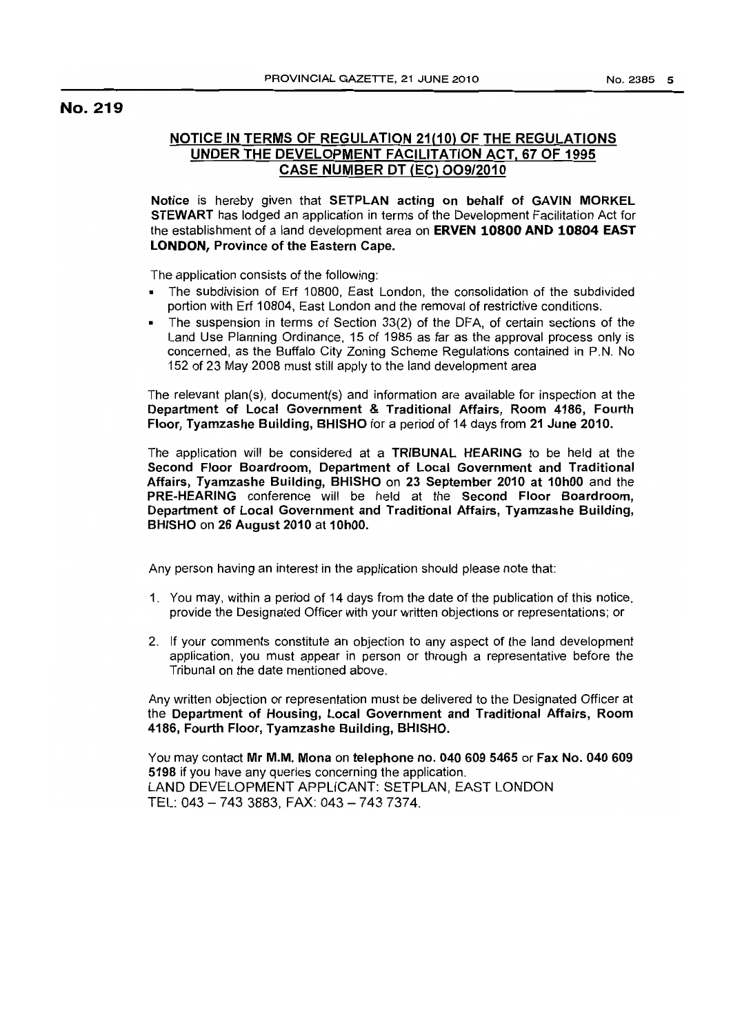## No. 219

### NOTICE IN TERMS OF REGULATION 21(10) OF THE REGULATIONS UNDER THE DEVELOPMENT FACILITATION ACT, 67 OF 1995 CASE NUMBER DT (EC) OO9/2010

**Notice** is hereby given that **SETPLAN acting on behalf of GAVIN MORKEL STEWART** has lodged an application in terms of the Development Facilitation Act for the establishment of a land development area on **ERVEN 10800 AND 10804 EAST LONDON, Province of the Eastern Cape.**

The application consists of the following:

- The subdivision of Erf 10800, East London, the consolidation of the subdivided portion with Erf 10804, East London and the removal of restrictive conditions.
- The suspension in terms of Section 33(2) of the DFA, of certain sections of the Land Use Planning Ordinance, 15 of 1985 as far as the approval process only is concerned, as the Buffalo City Zoning Scheme Regulations contained in P.N. No 152 of 23 May 2008 must still apply to the land development area

The relevant plan(s), document(s) and information are available for inspection at the **Department of Local Government & Traditional Affairs, Room 4186, Fourth Floor, Tyamzashe Building, BHISHO** for a period of 14 days from **21 June 2010.**

The application will be considered at a **TRIBUNAL HEARING** to be held at the **Second Floor Boardroom, Department of Local Government and Traditional Affairs, Tyamzashe Building, BHISHO** on **23 September 2010 at 10h00** and the **PRE-HEARING** conference will be held at the **Second Floor Boardroom, Department of Local Government and Traditional Affairs, Tyamzashe Building, BHISHO** on **26 August 2010** at **10h00.**

Any person having an interest in the application should please note that:

1. You may, within a period of 14 days from the date of the publication of this notice, provide the Designated Officer with your written objections or representations; or
2. If your comments constitute an objection to any aspect of the land development application, you must appear in person or through a representative before the Tribunal on the date mentioned above.

Any written objection or representation must be delivered to the Designated Officer at the **Department of Housing, Local Government and Traditional Affairs, Room 4186, Fourth Floor, Tyamzashe Building, BHISHO.**

You may contact **Mr M.M. Mona** on **telephone no. 040 609 5465** or **Fax No. 040 609 5198** if you have any queries concerning the application.
LAND DEVELOPMENT APPLICANT: SETPLAN, EAST LONDON
TEL: 043 – 743 3883, FAX: 043 – 743 7374.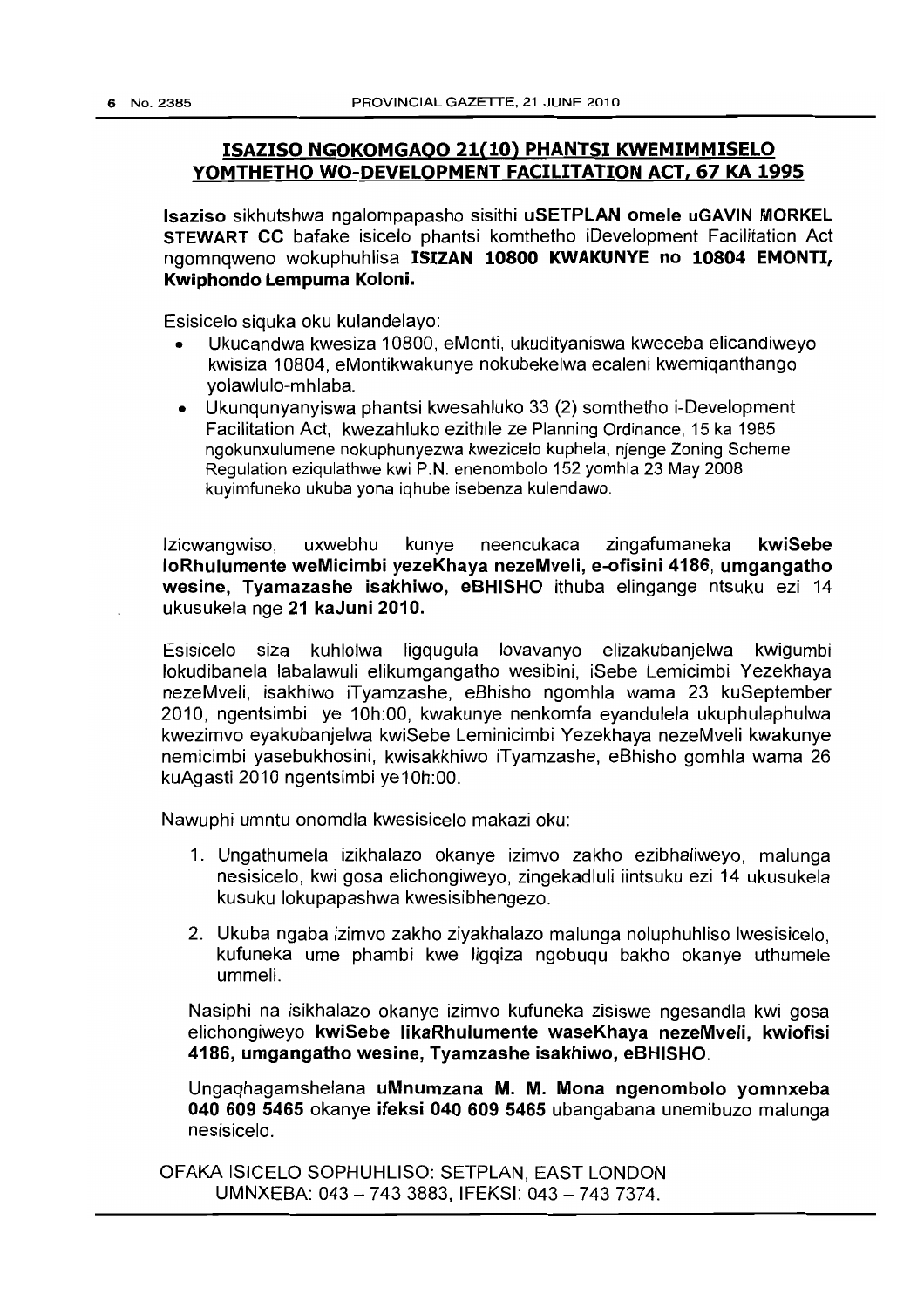**ISAZISO NGOKOMGAQO 21(10) PHANTSI KWEMIMMISELO YOMTHETHO WO-DEVELOPMENT FACILITATION ACT, 67 KA 1995**

**Isaziso** sikhutshwa ngalompapasho sisithi **uSETPLAN omele uGAVIN MORKEL STEWART CC** bafake isicelo phantsi komthetho iDevelopment Facilitation Act ngomnqweno wokuphuhlisa **ISIZAN 10800 KWAKUNYE no 10804 EMONTI, Kwiphondo Lempuma Koloni.**

Esisicelo siquka oku kulandelayo:

- Ukucandwa kwesiza 10800, eMonti, ukudityaniswa kweceba elicandiweyo kwisiza 10804, eMontikwakunye nokubekelwa ecaleni kwemiqanthango yolawlulo-mhlaba.
- Ukunqunyanyiswa phantsi kwesahluko 33 (2) somthetho i-Development Facilitation Act, kwezahluko ezithile ze Planning Ordinance, 15 ka 1985 ngokunxulumene nokuphunyezwa kwezicelo kuphela, njenge Zoning Scheme Regulation eziqulathwe kwi P.N. enenombolo 152 yomhla 23 May 2008 kuyimfuneko ukuba yona iqhube isebenza kulendawo.

Izicwangwiso, uxwebhu kunye neencukaca zingafumaneka **kwiSebe loRhulumente weMicimbi yezeKhaya nezeMveli, e-ofisini 4186, umgangatho wesine, Tyamazashe isakhiwo, eBHISHO** ithuba elingange ntsuku ezi 14 ukusukela nge **21 kaJuni 2010.**

Esisicelo siza kuhlolwa ligqugula lovavanyo elizakubanjelwa kwigumbi lokudibanela labalawuli elikumgangatho wesibini, iSebe Lemicimbi Yezekhaya nezeMveli, isakhiwo iTyamzashe, eBhisho ngomhla wama 23 kuSeptember 2010, ngentsimbi ye 10h:00, kwakunye nenkomfa eyandulela ukuphulaphulwa kwezimvo eyakubanjelwa kwiSebe Leminicimbi Yezekhaya nezeMveli kwakunye nemicimbi yasebukhosini, kwisakkhiwo iTyamzashe, eBhisho gomhla wama 26 kuAgasti 2010 ngentsimbi ye10h:00.

Nawuphi umntu onomdla kwesisicelo makazi oku:

1. Ungathumela izikhalazo okanye izimvo zakho ezibhaliweyo, malunga nesisicelo, kwi gosa elichongiweyo, zingekadluli iintsuku ezi 14 ukusukela kusuku lokupapashwa kwesisibhengezo.
2. Ukuba ngaba izimvo zakho ziyakhalazo malunga noluphuhliso lwesisicelo, kufuneka ume phambi kwe ligqiza ngobuqu bakho okanye uthumele ummeli.

Nasiphi na isikhalazo okanye izimvo kufuneka zisiswe ngesandla kwi gosa elichongiweyo **kwiSebe likaRhulumente waseKhaya nezeMveli, kwiofisi 4186, umgangatho wesine, Tyamzashe isakhiwo, eBHISHO.**

Ungaqhagamshelana **uMnumzana M. M. Mona ngenombolo yomnxeba 040 609 5465** okanye **ifeksi 040 609 5465** ubangabana unemibuzo malunga nesisicelo.

OFAKA ISICELO SOPHUHLISO: SETPLAN, EAST LONDON
UMNXEBA: 043 – 743 3883, IFEKSI: 043 – 743 7374.